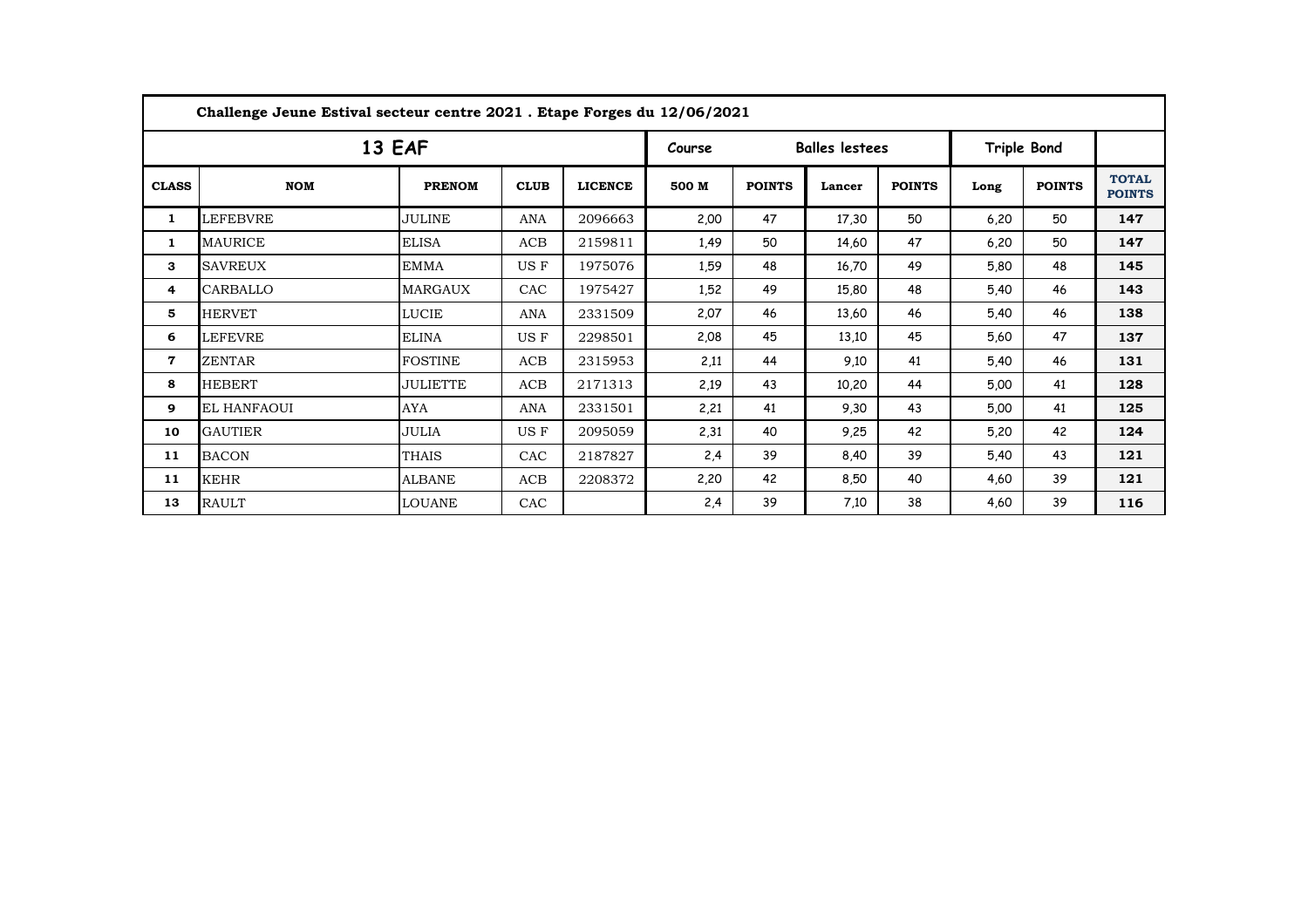| Challenge Jeune Estival secteur centre 2021 . Etape Forges du 12/06/2021 | | | | | | | | | | | |
|---|---|---|---|---|---|---|---|---|---|---|---|
| 13 EAF | | | | | Course | | Balles lestees | | Triple Bond | | |
| CLASS | NOM | PRENOM | CLUB | LICENCE | 500 M | POINTS | Lancer | POINTS | Long | POINTS | TOTAL POINTS |
| 1 | LEFEBVRE | JULINE | ANA | 2096663 | 2,00 | 47 | 17,30 | 50 | 6,20 | 50 | 147 |
| 1 | MAURICE | ELISA | ACB | 2159811 | 1,49 | 50 | 14,60 | 47 | 6,20 | 50 | 147 |
| 3 | SAVREUX | EMMA | US F | 1975076 | 1,59 | 48 | 16,70 | 49 | 5,80 | 48 | 145 |
| 4 | CARBALLO | MARGAUX | CAC | 1975427 | 1,52 | 49 | 15,80 | 48 | 5,40 | 46 | 143 |
| 5 | HERVET | LUCIE | ANA | 2331509 | 2,07 | 46 | 13,60 | 46 | 5,40 | 46 | 138 |
| 6 | LEFEVRE | ELINA | US F | 2298501 | 2,08 | 45 | 13,10 | 45 | 5,60 | 47 | 137 |
| 7 | ZENTAR | FOSTINE | ACB | 2315953 | 2,11 | 44 | 9,10 | 41 | 5,40 | 46 | 131 |
| 8 | HEBERT | JULIETTE | ACB | 2171313 | 2,19 | 43 | 10,20 | 44 | 5,00 | 41 | 128 |
| 9 | EL HANFAOUI | AYA | ANA | 2331501 | 2,21 | 41 | 9,30 | 43 | 5,00 | 41 | 125 |
| 10 | GAUTIER | JULIA | US F | 2095059 | 2,31 | 40 | 9,25 | 42 | 5,20 | 42 | 124 |
| 11 | BACON | THAIS | CAC | 2187827 | 2,4 | 39 | 8,40 | 39 | 5,40 | 43 | 121 |
| 11 | KEHR | ALBANE | ACB | 2208372 | 2,20 | 42 | 8,50 | 40 | 4,60 | 39 | 121 |
| 13 | RAULT | LOUANE | CAC | | 2,4 | 39 | 7,10 | 38 | 4,60 | 39 | 116 |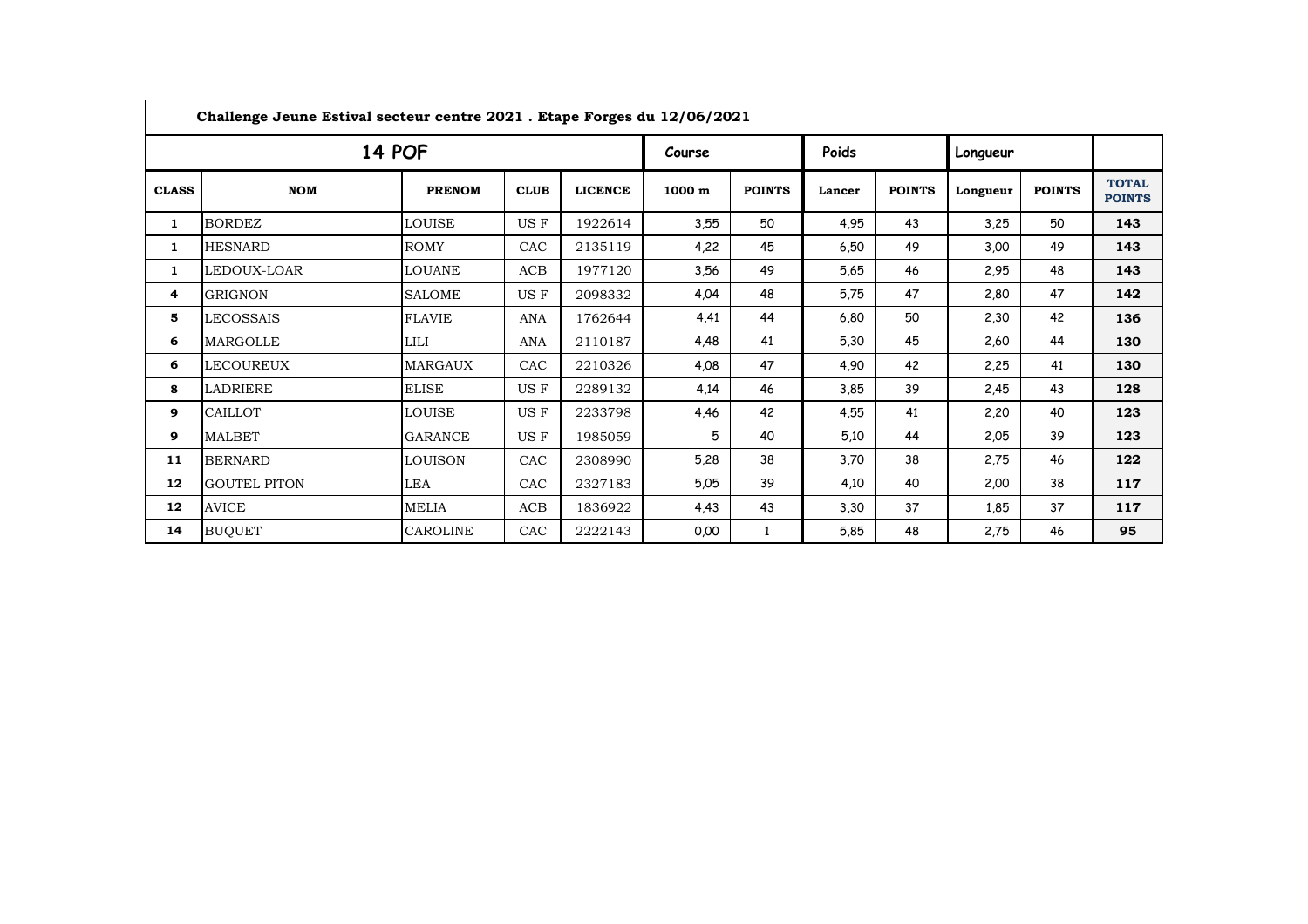**Challenge Jeune Estival secteur centre 2021 . Etape Forges du 12/06/2021**

| 14 POF | | | | | Course | | Poids | | Longueur | | |
|---|---|---|---|---|---|---|---|---|---|---|---|
| **CLASS** | **NOM** | **PRENOM** | **CLUB** | **LICENCE** | **1000 m** | **POINTS** | **Lancer** | **POINTS** | **Longueur** | **POINTS** | **TOTAL POINTS** |
| 1 | BORDEZ | LOUISE | US F | 1922614 | 3,55 | 50 | 4,95 | 43 | 3,25 | 50 | **143** |
| 1 | HESNARD | ROMY | CAC | 2135119 | 4,22 | 45 | 6,50 | 49 | 3,00 | 49 | **143** |
| 1 | LEDOUX-LOAR | LOUANE | ACB | 1977120 | 3,56 | 49 | 5,65 | 46 | 2,95 | 48 | **143** |
| 4 | GRIGNON | SALOME | US F | 2098332 | 4,04 | 48 | 5,75 | 47 | 2,80 | 47 | **142** |
| 5 | LECOSSAIS | FLAVIE | ANA | 1762644 | 4,41 | 44 | 6,80 | 50 | 2,30 | 42 | **136** |
| 6 | MARGOLLE | LILI | ANA | 2110187 | 4,48 | 41 | 5,30 | 45 | 2,60 | 44 | **130** |
| 6 | LECOUREUX | MARGAUX | CAC | 2210326 | 4,08 | 47 | 4,90 | 42 | 2,25 | 41 | **130** |
| 8 | LADRIERE | ELISE | US F | 2289132 | 4,14 | 46 | 3,85 | 39 | 2,45 | 43 | **128** |
| 9 | CAILLOT | LOUISE | US F | 2233798 | 4,46 | 42 | 4,55 | 41 | 2,20 | 40 | **123** |
| 9 | MALBET | GARANCE | US F | 1985059 | 5 | 40 | 5,10 | 44 | 2,05 | 39 | **123** |
| 11 | BERNARD | LOUISON | CAC | 2308990 | 5,28 | 38 | 3,70 | 38 | 2,75 | 46 | **122** |
| 12 | GOUTEL PITON | LEA | CAC | 2327183 | 5,05 | 39 | 4,10 | 40 | 2,00 | 38 | **117** |
| 12 | AVICE | MELIA | ACB | 1836922 | 4,43 | 43 | 3,30 | 37 | 1,85 | 37 | **117** |
| 14 | BUQUET | CAROLINE | CAC | 2222143 | 0,00 | 1 | 5,85 | 48 | 2,75 | 46 | **95** |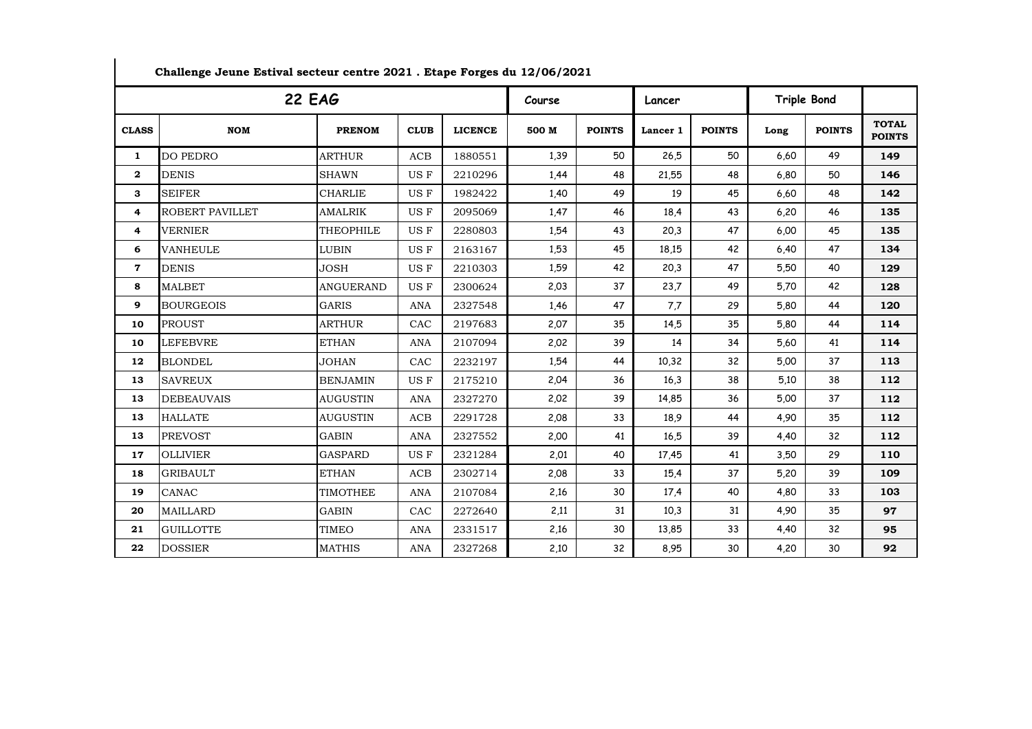**Challenge Jeune Estival secteur centre 2021 . Etape Forges du 12/06/2021**

| 22 EAG | | | | | Course | | Lancer | | Triple Bond | | |
|---|---|---|---|---|---|---|---|---|---|---|---|
| **CLASS** | **NOM** | **PRENOM** | **CLUB** | **LICENCE** | **500 M** | **POINTS** | **Lancer 1** | **POINTS** | **Long** | **POINTS** | **TOTAL POINTS** |
| 1 | DO PEDRO | ARTHUR | ACB | 1880551 | 1,39 | 50 | 26,5 | 50 | 6,60 | 49 | **149** |
| 2 | DENIS | SHAWN | US F | 2210296 | 1,44 | 48 | 21,55 | 48 | 6,80 | 50 | **146** |
| 3 | SEIFER | CHARLIE | US F | 1982422 | 1,40 | 49 | 19 | 45 | 6,60 | 48 | **142** |
| 4 | ROBERT PAVILLET | AMALRIK | US F | 2095069 | 1,47 | 46 | 18,4 | 43 | 6,20 | 46 | **135** |
| 4 | VERNIER | THEOPHILE | US F | 2280803 | 1,54 | 43 | 20,3 | 47 | 6,00 | 45 | **135** |
| 6 | VANHEULE | LUBIN | US F | 2163167 | 1,53 | 45 | 18,15 | 42 | 6,40 | 47 | **134** |
| 7 | DENIS | JOSH | US F | 2210303 | 1,59 | 42 | 20,3 | 47 | 5,50 | 40 | **129** |
| 8 | MALBET | ANGUERAND | US F | 2300624 | 2,03 | 37 | 23,7 | 49 | 5,70 | 42 | **128** |
| 9 | BOURGEOIS | GARIS | ANA | 2327548 | 1,46 | 47 | 7,7 | 29 | 5,80 | 44 | **120** |
| 10 | PROUST | ARTHUR | CAC | 2197683 | 2,07 | 35 | 14,5 | 35 | 5,80 | 44 | **114** |
| 10 | LEFEBVRE | ETHAN | ANA | 2107094 | 2,02 | 39 | 14 | 34 | 5,60 | 41 | **114** |
| 12 | BLONDEL | JOHAN | CAC | 2232197 | 1,54 | 44 | 10,32 | 32 | 5,00 | 37 | **113** |
| 13 | SAVREUX | BENJAMIN | US F | 2175210 | 2,04 | 36 | 16,3 | 38 | 5,10 | 38 | **112** |
| 13 | DEBEAUVAIS | AUGUSTIN | ANA | 2327270 | 2,02 | 39 | 14,85 | 36 | 5,00 | 37 | **112** |
| 13 | HALLATE | AUGUSTIN | ACB | 2291728 | 2,08 | 33 | 18,9 | 44 | 4,90 | 35 | **112** |
| 13 | PREVOST | GABIN | ANA | 2327552 | 2,00 | 41 | 16,5 | 39 | 4,40 | 32 | **112** |
| 17 | OLLIVIER | GASPARD | US F | 2321284 | 2,01 | 40 | 17,45 | 41 | 3,50 | 29 | **110** |
| 18 | GRIBAULT | ETHAN | ACB | 2302714 | 2,08 | 33 | 15,4 | 37 | 5,20 | 39 | **109** |
| 19 | CANAC | TIMOTHEE | ANA | 2107084 | 2,16 | 30 | 17,4 | 40 | 4,80 | 33 | **103** |
| 20 | MAILLARD | GABIN | CAC | 2272640 | 2,11 | 31 | 10,3 | 31 | 4,90 | 35 | **97** |
| 21 | GUILLOTTE | TIMEO | ANA | 2331517 | 2,16 | 30 | 13,85 | 33 | 4,40 | 32 | **95** |
| 22 | DOSSIER | MATHIS | ANA | 2327268 | 2,10 | 32 | 8,95 | 30 | 4,20 | 30 | **92** |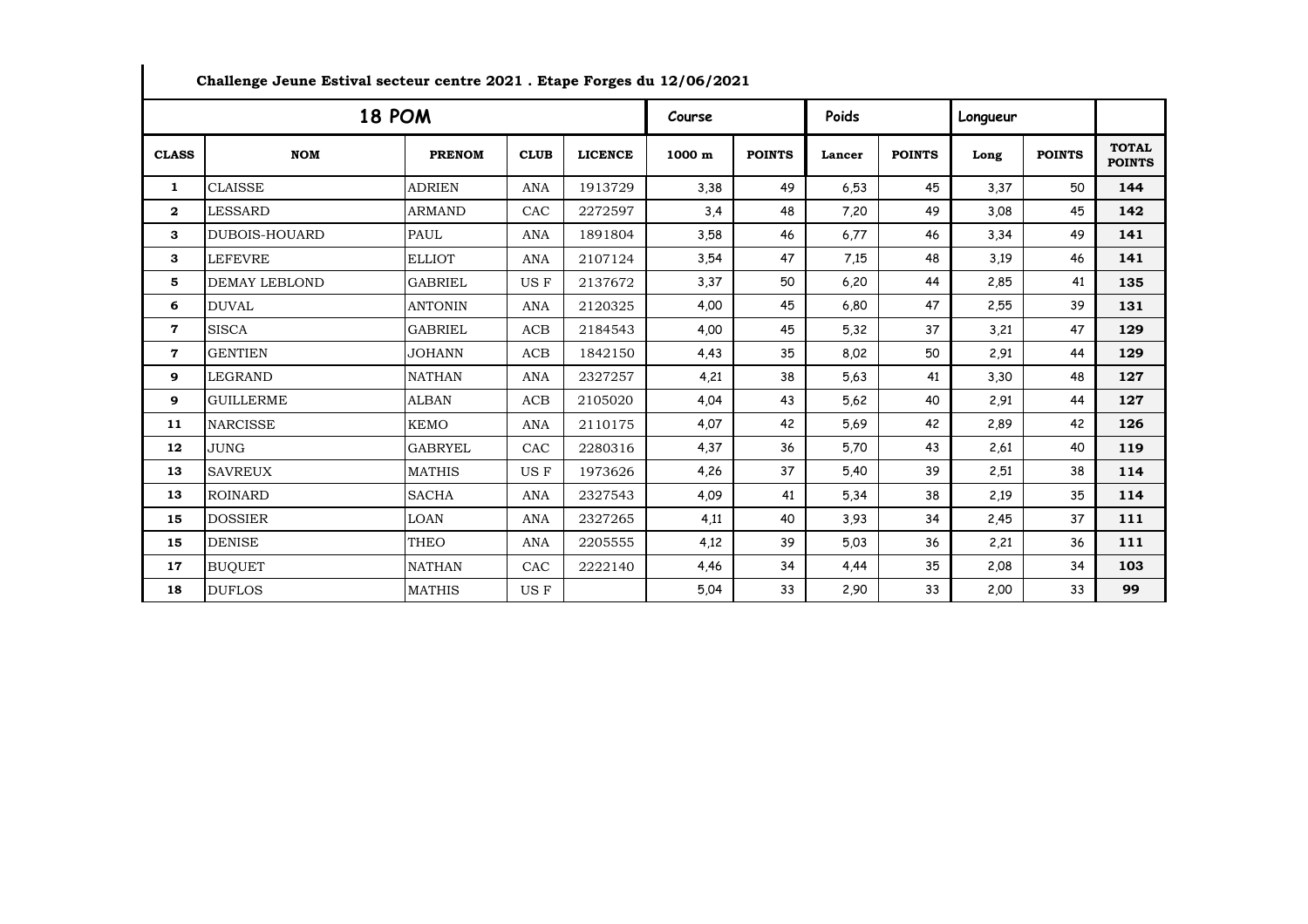**Challenge Jeune Estival secteur centre 2021 . Etape Forges du 12/06/2021**

| 18 POM | | | | | Course | | Poids | | Longueur | | |
|---|---|---|---|---|---|---|---|---|---|---|---|
| **CLASS** | **NOM** | **PRENOM** | **CLUB** | **LICENCE** | **1000 m** | **POINTS** | **Lancer** | **POINTS** | **Long** | **POINTS** | **TOTAL POINTS** |
| 1 | CLAISSE | ADRIEN | ANA | 1913729 | 3,38 | 49 | 6,53 | 45 | 3,37 | 50 | **144** |
| 2 | LESSARD | ARMAND | CAC | 2272597 | 3,4 | 48 | 7,20 | 49 | 3,08 | 45 | **142** |
| 3 | DUBOIS-HOUARD | PAUL | ANA | 1891804 | 3,58 | 46 | 6,77 | 46 | 3,34 | 49 | **141** |
| 3 | LEFEVRE | ELLIOT | ANA | 2107124 | 3,54 | 47 | 7,15 | 48 | 3,19 | 46 | **141** |
| 5 | DEMAY LEBLOND | GABRIEL | US F | 2137672 | 3,37 | 50 | 6,20 | 44 | 2,85 | 41 | **135** |
| 6 | DUVAL | ANTONIN | ANA | 2120325 | 4,00 | 45 | 6,80 | 47 | 2,55 | 39 | **131** |
| 7 | SISCA | GABRIEL | ACB | 2184543 | 4,00 | 45 | 5,32 | 37 | 3,21 | 47 | **129** |
| 7 | GENTIEN | JOHANN | ACB | 1842150 | 4,43 | 35 | 8,02 | 50 | 2,91 | 44 | **129** |
| 9 | LEGRAND | NATHAN | ANA | 2327257 | 4,21 | 38 | 5,63 | 41 | 3,30 | 48 | **127** |
| 9 | GUILLERME | ALBAN | ACB | 2105020 | 4,04 | 43 | 5,62 | 40 | 2,91 | 44 | **127** |
| 11 | NARCISSE | KEMO | ANA | 2110175 | 4,07 | 42 | 5,69 | 42 | 2,89 | 42 | **126** |
| 12 | JUNG | GABRYEL | CAC | 2280316 | 4,37 | 36 | 5,70 | 43 | 2,61 | 40 | **119** |
| 13 | SAVREUX | MATHIS | US F | 1973626 | 4,26 | 37 | 5,40 | 39 | 2,51 | 38 | **114** |
| 13 | ROINARD | SACHA | ANA | 2327543 | 4,09 | 41 | 5,34 | 38 | 2,19 | 35 | **114** |
| 15 | DOSSIER | LOAN | ANA | 2327265 | 4,11 | 40 | 3,93 | 34 | 2,45 | 37 | **111** |
| 15 | DENISE | THEO | ANA | 2205555 | 4,12 | 39 | 5,03 | 36 | 2,21 | 36 | **111** |
| 17 | BUQUET | NATHAN | CAC | 2222140 | 4,46 | 34 | 4,44 | 35 | 2,08 | 34 | **103** |
| 18 | DUFLOS | MATHIS | US F | | 5,04 | 33 | 2,90 | 33 | 2,00 | 33 | **99** |